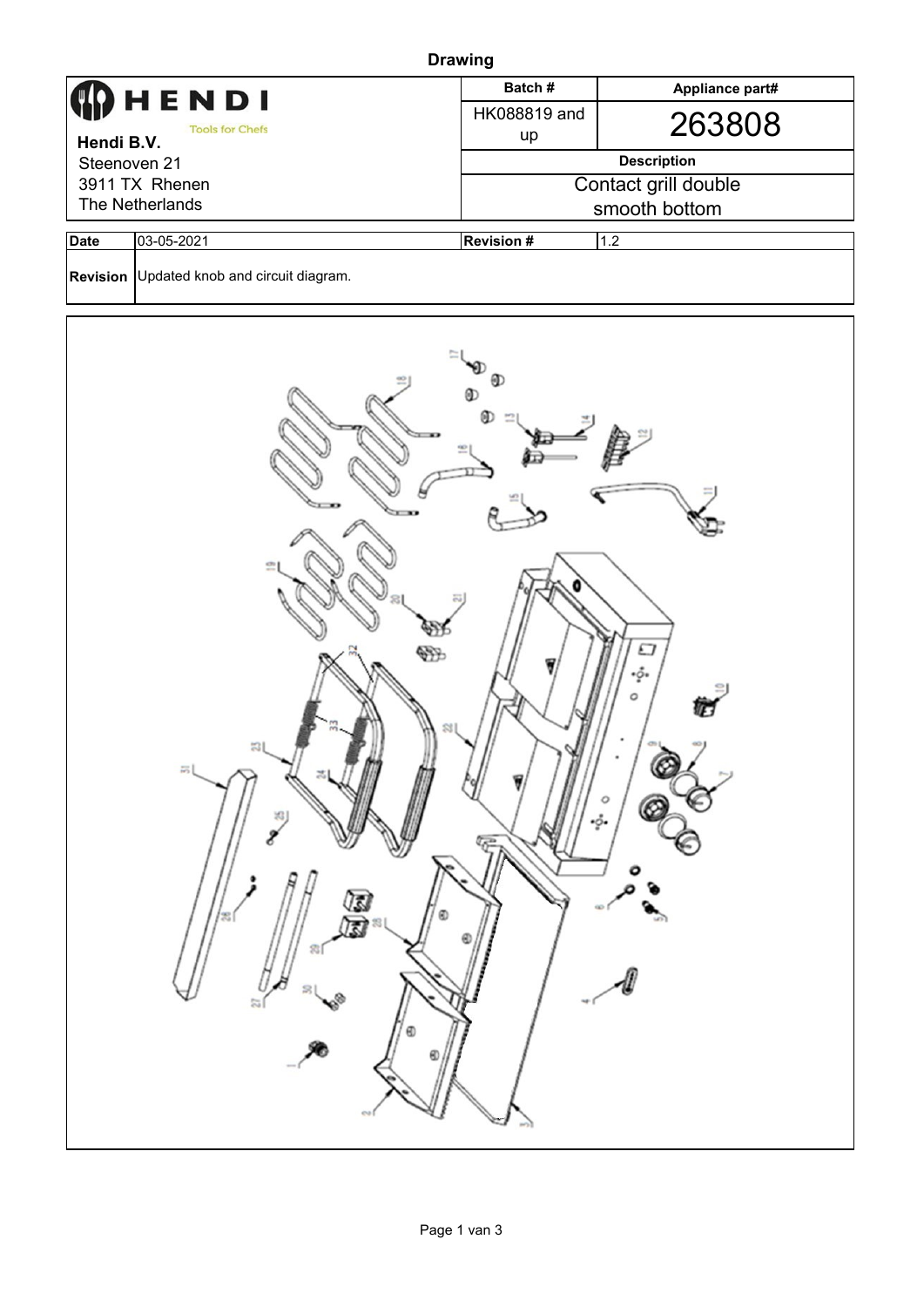# Drawing

| HENDI Tools for Chefs<br>**Hendi B.V.**<br>Steenoven 21<br>3911 TX Rhenen<br>The Netherlands | **Batch #** | **Appliance part#** |
|---|---|---|
| | HK088819 and up | 263808 |
| | **Description** | |
| | Contact grill double smooth bottom | |

| **Date** | 03-05-2021 | **Revision #** | 1.2 |
|---|---|---|---|
| **Revision** | Updated knob and circuit diagram. | | |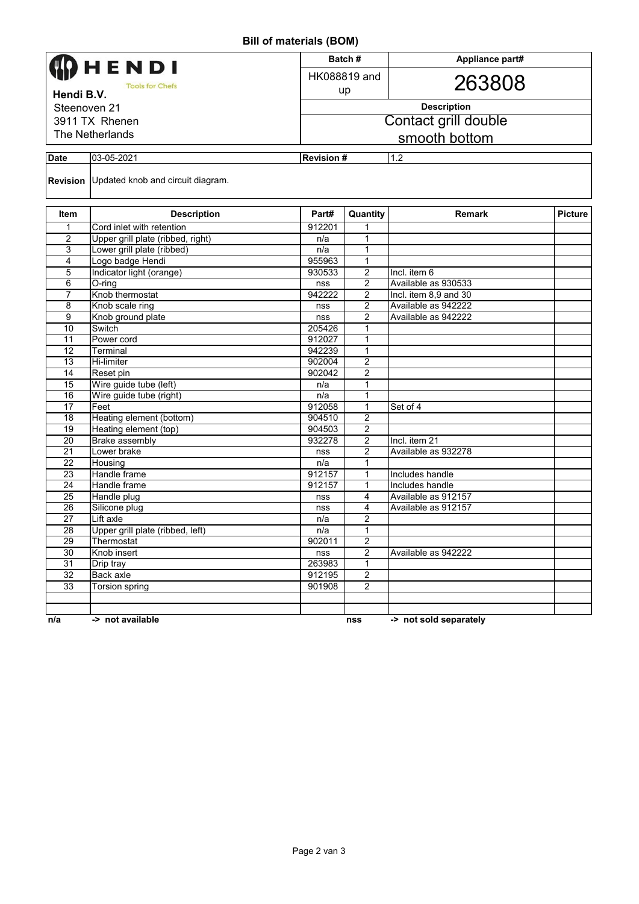# Bill of materials (BOM)

| **HENDI** Tools for Chefs | Batch # | Appliance part# |
|---|---|---|
| **Hendi B.V.** | HK088819 and up | 263808 |
| Steenoven 21 | **Description** | |
| 3911 TX Rhenen | Contact grill double smooth bottom | |
| The Netherlands | | |

| **Date** | 03-05-2021 | **Revision #** | 1.2 |
|---|---|---|---|
| **Revision** | Updated knob and circuit diagram. | | |

| Item | Description | Part# | Quantity | Remark | Picture |
|---|---|---|---|---|---|
| 1 | Cord inlet with retention | 912201 | 1 | | |
| 2 | Upper grill plate (ribbed, right) | n/a | 1 | | |
| 3 | Lower grill plate (ribbed) | n/a | 1 | | |
| 4 | Logo badge Hendi | 955963 | 1 | | |
| 5 | Indicator light (orange) | 930533 | 2 | Incl. item 6 | |
| 6 | O-ring | nss | 2 | Available as 930533 | |
| 7 | Knob thermostat | 942222 | 2 | Incl. item 8,9 and 30 | |
| 8 | Knob scale ring | nss | 2 | Available as 942222 | |
| 9 | Knob ground plate | nss | 2 | Available as 942222 | |
| 10 | Switch | 205426 | 1 | | |
| 11 | Power cord | 912027 | 1 | | |
| 12 | Terminal | 942239 | 1 | | |
| 13 | Hi-limiter | 902004 | 2 | | |
| 14 | Reset pin | 902042 | 2 | | |
| 15 | Wire guide tube (left) | n/a | 1 | | |
| 16 | Wire guide tube (right) | n/a | 1 | | |
| 17 | Feet | 912058 | 1 | Set of 4 | |
| 18 | Heating element (bottom) | 904510 | 2 | | |
| 19 | Heating element (top) | 904503 | 2 | | |
| 20 | Brake assembly | 932278 | 2 | Incl. item 21 | |
| 21 | Lower brake | nss | 2 | Available as 932278 | |
| 22 | Housing | n/a | 1 | | |
| 23 | Handle frame | 912157 | 1 | Includes handle | |
| 24 | Handle frame | 912157 | 1 | Includes handle | |
| 25 | Handle plug | nss | 4 | Available as 912157 | |
| 26 | Silicone plug | nss | 4 | Available as 912157 | |
| 27 | Lift axle | n/a | 2 | | |
| 28 | Upper grill plate (ribbed, left) | n/a | 1 | | |
| 29 | Thermostat | 902011 | 2 | | |
| 30 | Knob insert | nss | 2 | Available as 942222 | |
| 31 | Drip tray | 263983 | 1 | | |
| 32 | Back axle | 912195 | 2 | | |
| 33 | Torsion spring | 901908 | 2 | | |
| | | | | | |
| | | | | | |

**n/a** -> **not available** **nss** -> **not sold separately**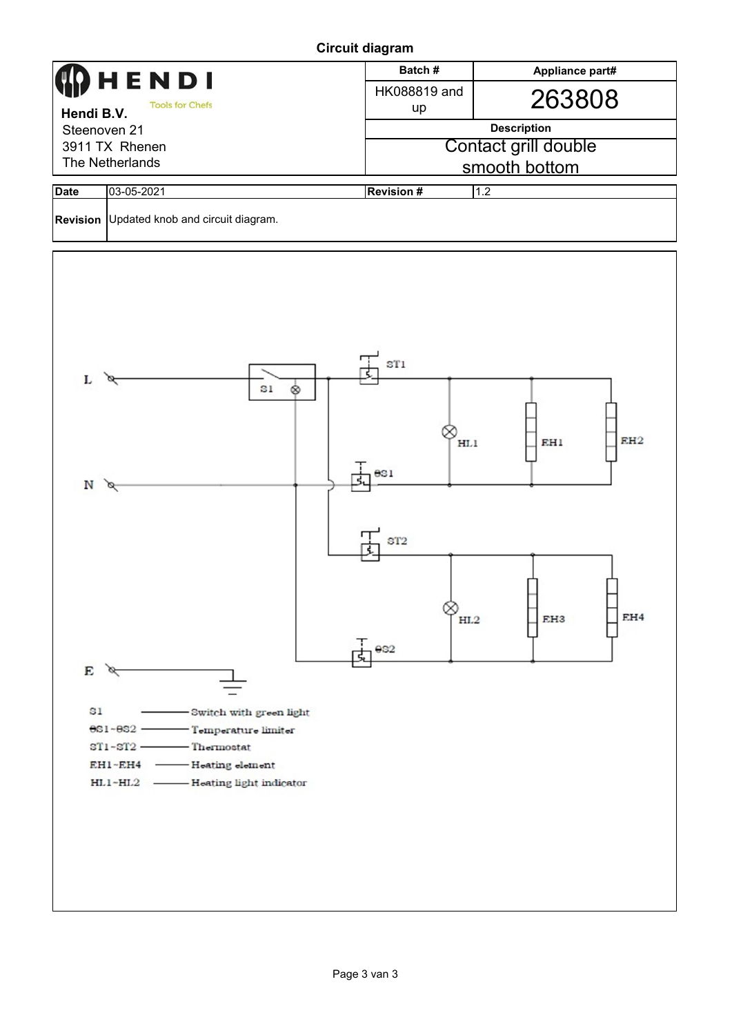# Circuit diagram

| | | |
|---|---|---|
| **HENDI** Tools for Chefs<br>**Hendi B.V.**<br>Steenoven 21<br>3911 TX Rhenen<br>The Netherlands | **Batch #**<br>HK088819 and up | **Appliance part#**<br>263808 |
| | **Description**<br>Contact grill double smooth bottom | |

| | | | |
|---|---|---|---|
| **Date** | 03-05-2021 | **Revision #** | 1.2 |
| **Revision** | Updated knob and circuit diagram. | | |

L

N

E

S1

ST1

ST2

θS1

θS2

HL1

HL2

EH1

EH2

EH3

EH4

S1 ——— Switch with green light

θS1~θS2 ——— Temperature limiter

ST1~ST2 ——— Thermostat

EH1~EH4 ——— Heating element

HL1~HL2 ——— Heating light indicator